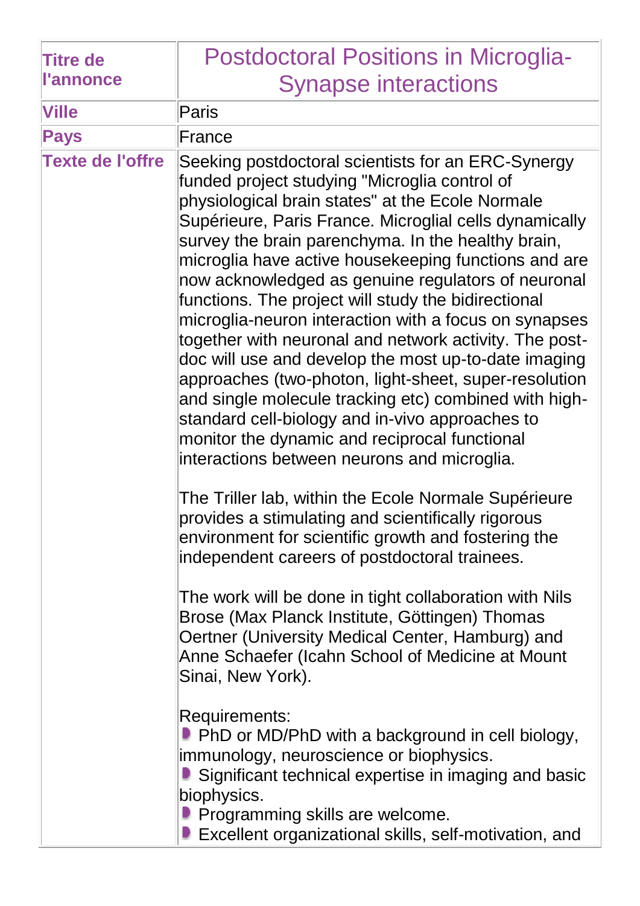| Titre de l'annonce | Postdoctoral Positions in Microglia-Synapse interactions |
| --- | --- |
| Ville | Paris |
| Pays | France |
| Texte de l'offre | Seeking postdoctoral scientists for an ERC-Synergy funded project studying "Microglia control of physiological brain states" at the Ecole Normale Supérieure, Paris France. Microglial cells dynamically survey the brain parenchyma. In the healthy brain, microglia have active housekeeping functions and are now acknowledged as genuine regulators of neuronal functions. The project will study the bidirectional microglia-neuron interaction with a focus on synapses together with neuronal and network activity. The post-doc will use and develop the most up-to-date imaging approaches (two-photon, light-sheet, super-resolution and single molecule tracking etc) combined with high-standard cell-biology and in-vivo approaches to monitor the dynamic and reciprocal functional interactions between neurons and microglia.<br><br>The Triller lab, within the Ecole Normale Supérieure provides a stimulating and scientifically rigorous environment for scientific growth and fostering the independent careers of postdoctoral trainees.<br><br>The work will be done in tight collaboration with Nils Brose (Max Planck Institute, Göttingen) Thomas Oertner (University Medical Center, Hamburg) and Anne Schaefer (Icahn School of Medicine at Mount Sinai, New York).<br><br>Requirements:<br>- PhD or MD/PhD with a background in cell biology, immunology, neuroscience or biophysics.<br>- Significant technical expertise in imaging and basic biophysics.<br>- Programming skills are welcome.<br>- Excellent organizational skills, self-motivation, and |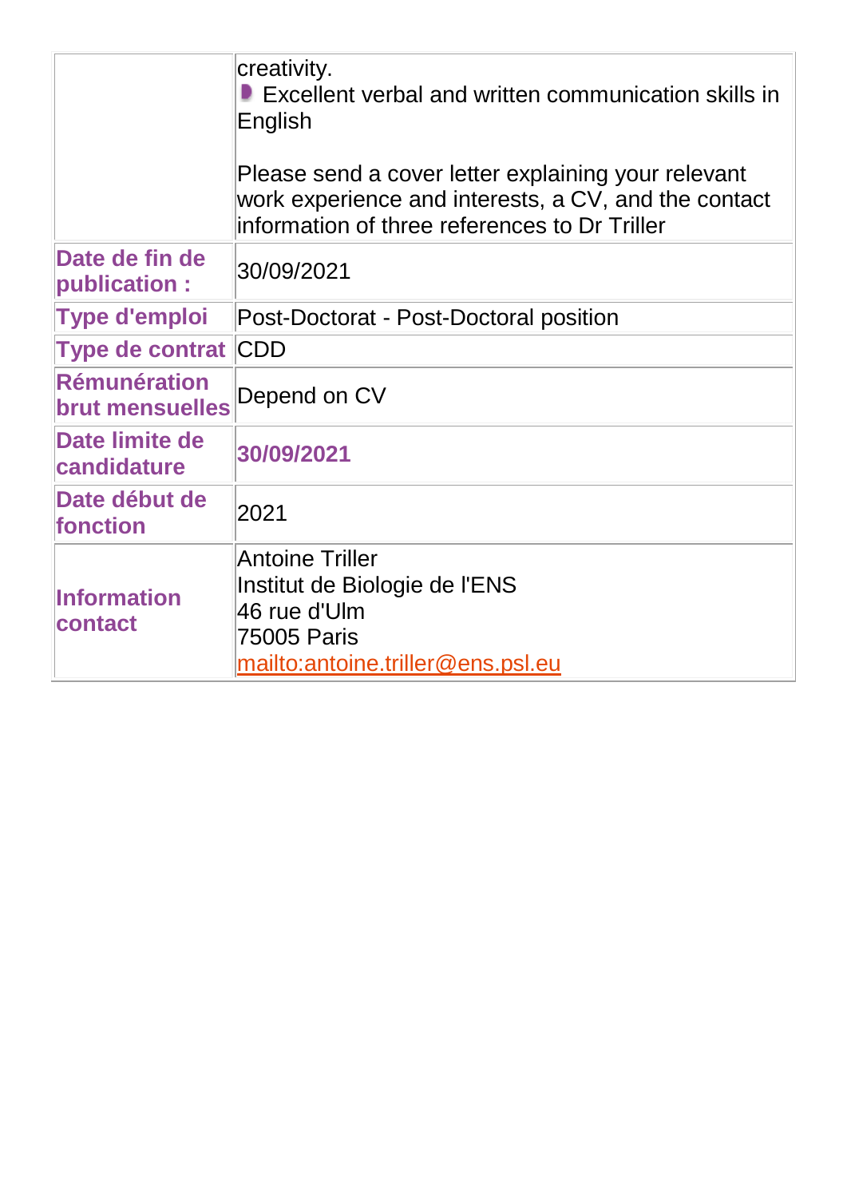| | |
|---|---|
| | creativity.<br>• Excellent verbal and written communication skills in English<br><br>Please send a cover letter explaining your relevant work experience and interests, a CV, and the contact information of three references to Dr Triller |
| **Date de fin de publication :** | 30/09/2021 |
| **Type d'emploi** | Post-Doctorat - Post-Doctoral position |
| **Type de contrat** | CDD |
| **Rémunération brut mensuelles** | Depend on CV |
| **Date limite de candidature** | **30/09/2021** |
| **Date début de fonction** | 2021 |
| **Information contact** | Antoine Triller<br>Institut de Biologie de l'ENS<br>46 rue d'Ulm<br>75005 Paris<br>mailto:antoine.triller@ens.psl.eu |